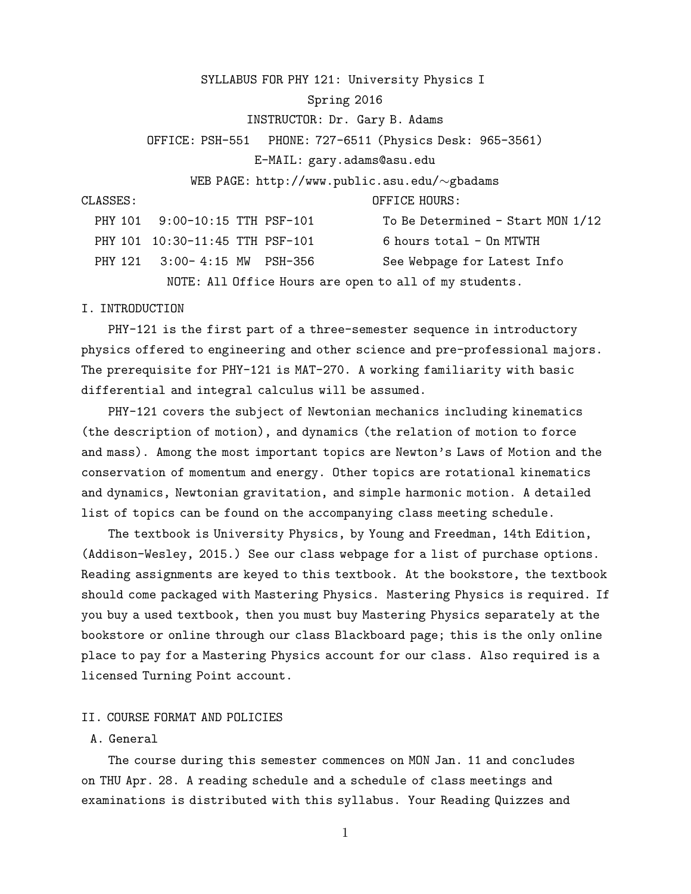# SYLLABUS FOR PHY 121: University Physics I

Spring 2016

INSTRUCTOR: Dr. Gary B. Adams

OFFICE: PSH-551 PHONE: 727-6511 (Physics Desk: 965-3561)

E-MAIL: gary.adams@asu.edu

WEB PAGE: http://www.public.asu.edu/∼gbadams

| CLASSES: | OFFICE HOURS: |
|---|---|
| PHY 101 9:00-10:15 TTH PSF-101 | To Be Determined - Start MON 1/12 |
| PHY 101 10:30-11:45 TTH PSF-101 | 6 hours total - On MTWTH |
| PHY 121 3:00- 4:15 MW PSH-356 | See Webpage for Latest Info |

NOTE: All Office Hours are open to all of my students.

## I. INTRODUCTION

PHY-121 is the first part of a three-semester sequence in introductory physics offered to engineering and other science and pre-professional majors. The prerequisite for PHY-121 is MAT-270. A working familiarity with basic differential and integral calculus will be assumed.

PHY-121 covers the subject of Newtonian mechanics including kinematics (the description of motion), and dynamics (the relation of motion to force and mass). Among the most important topics are Newton's Laws of Motion and the conservation of momentum and energy. Other topics are rotational kinematics and dynamics, Newtonian gravitation, and simple harmonic motion. A detailed list of topics can be found on the accompanying class meeting schedule.

The textbook is University Physics, by Young and Freedman, 14th Edition, (Addison-Wesley, 2015.) See our class webpage for a list of purchase options. Reading assignments are keyed to this textbook. At the bookstore, the textbook should come packaged with Mastering Physics. Mastering Physics is required. If you buy a used textbook, then you must buy Mastering Physics separately at the bookstore or online through our class Blackboard page; this is the only online place to pay for a Mastering Physics account for our class. Also required is a licensed Turning Point account.

## II. COURSE FORMAT AND POLICIES

### A. General

The course during this semester commences on MON Jan. 11 and concludes on THU Apr. 28. A reading schedule and a schedule of class meetings and examinations is distributed with this syllabus. Your Reading Quizzes and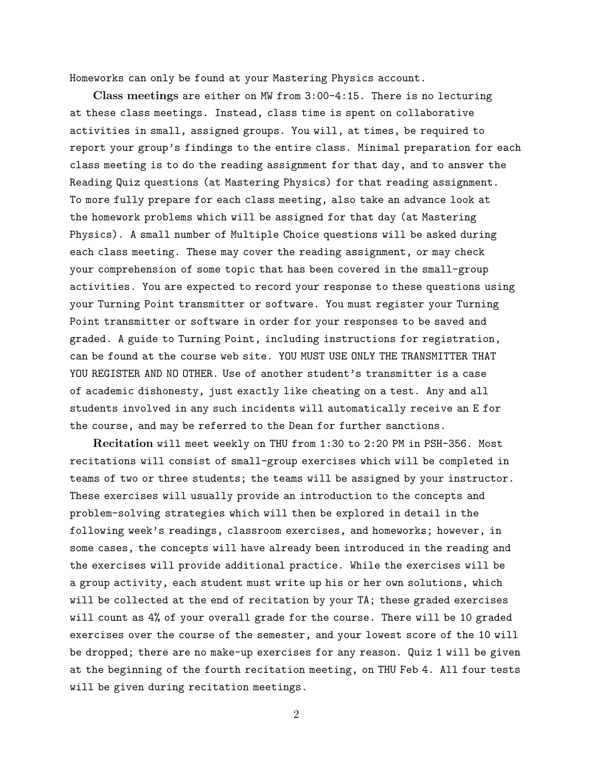Homeworks can only be found at your Mastering Physics account.

**Class meetings** are either on MW from 3:00-4:15. There is no lecturing at these class meetings. Instead, class time is spent on collaborative activities in small, assigned groups. You will, at times, be required to report your group's findings to the entire class. Minimal preparation for each class meeting is to do the reading assignment for that day, and to answer the Reading Quiz questions (at Mastering Physics) for that reading assignment. To more fully prepare for each class meeting, also take an advance look at the homework problems which will be assigned for that day (at Mastering Physics). A small number of Multiple Choice questions will be asked during each class meeting. These may cover the reading assignment, or may check your comprehension of some topic that has been covered in the small-group activities. You are expected to record your response to these questions using your Turning Point transmitter or software. You must register your Turning Point transmitter or software in order for your responses to be saved and graded. A guide to Turning Point, including instructions for registration, can be found at the course web site. YOU MUST USE ONLY THE TRANSMITTER THAT YOU REGISTER AND NO OTHER. Use of another student's transmitter is a case of academic dishonesty, just exactly like cheating on a test. Any and all students involved in any such incidents will automatically receive an E for the course, and may be referred to the Dean for further sanctions.

**Recitation** will meet weekly on THU from 1:30 to 2:20 PM in PSH-356. Most recitations will consist of small-group exercises which will be completed in teams of two or three students; the teams will be assigned by your instructor. These exercises will usually provide an introduction to the concepts and problem-solving strategies which will then be explored in detail in the following week's readings, classroom exercises, and homeworks; however, in some cases, the concepts will have already been introduced in the reading and the exercises will provide additional practice. While the exercises will be a group activity, each student must write up his or her own solutions, which will be collected at the end of recitation by your TA; these graded exercises will count as 4% of your overall grade for the course. There will be 10 graded exercises over the course of the semester, and your lowest score of the 10 will be dropped; there are no make-up exercises for any reason. Quiz 1 will be given at the beginning of the fourth recitation meeting, on THU Feb 4. All four tests will be given during recitation meetings.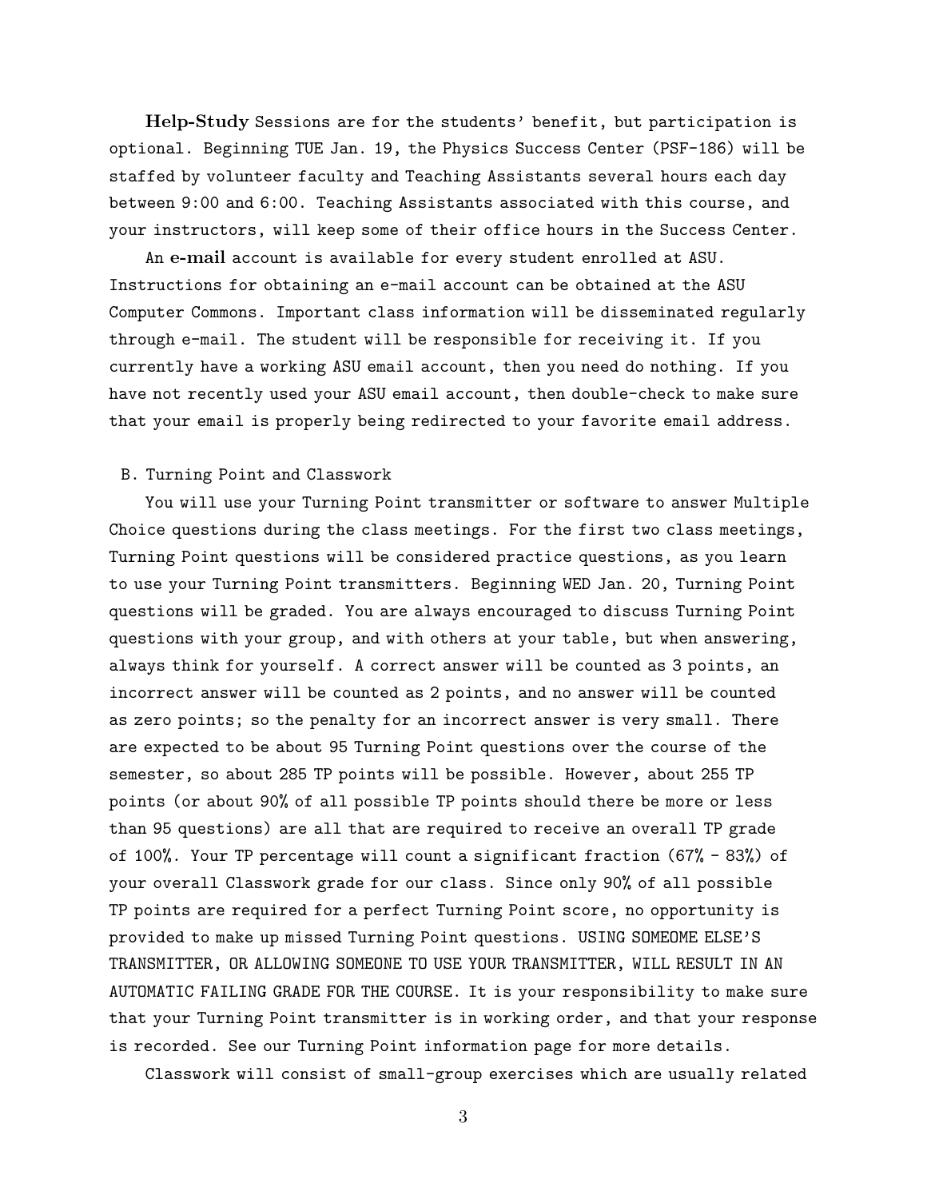**Help-Study** Sessions are for the students' benefit, but participation is optional. Beginning TUE Jan. 19, the Physics Success Center (PSF-186) will be staffed by volunteer faculty and Teaching Assistants several hours each day between 9:00 and 6:00. Teaching Assistants associated with this course, and your instructors, will keep some of their office hours in the Success Center.

An **e-mail** account is available for every student enrolled at ASU. Instructions for obtaining an e-mail account can be obtained at the ASU Computer Commons. Important class information will be disseminated regularly through e-mail. The student will be responsible for receiving it. If you currently have a working ASU email account, then you need do nothing. If you have not recently used your ASU email account, then double-check to make sure that your email is properly being redirected to your favorite email address.

B. Turning Point and Classwork

You will use your Turning Point transmitter or software to answer Multiple Choice questions during the class meetings. For the first two class meetings, Turning Point questions will be considered practice questions, as you learn to use your Turning Point transmitters. Beginning WED Jan. 20, Turning Point questions will be graded. You are always encouraged to discuss Turning Point questions with your group, and with others at your table, but when answering, always think for yourself. A correct answer will be counted as 3 points, an incorrect answer will be counted as 2 points, and no answer will be counted as zero points; so the penalty for an incorrect answer is very small. There are expected to be about 95 Turning Point questions over the course of the semester, so about 285 TP points will be possible. However, about 255 TP points (or about 90% of all possible TP points should there be more or less than 95 questions) are all that are required to receive an overall TP grade of 100%. Your TP percentage will count a significant fraction (67% - 83%) of your overall Classwork grade for our class. Since only 90% of all possible TP points are required for a perfect Turning Point score, no opportunity is provided to make up missed Turning Point questions. USING SOMEOME ELSE'S TRANSMITTER, OR ALLOWING SOMEONE TO USE YOUR TRANSMITTER, WILL RESULT IN AN AUTOMATIC FAILING GRADE FOR THE COURSE. It is your responsibility to make sure that your Turning Point transmitter is in working order, and that your response is recorded. See our Turning Point information page for more details.

Classwork will consist of small-group exercises which are usually related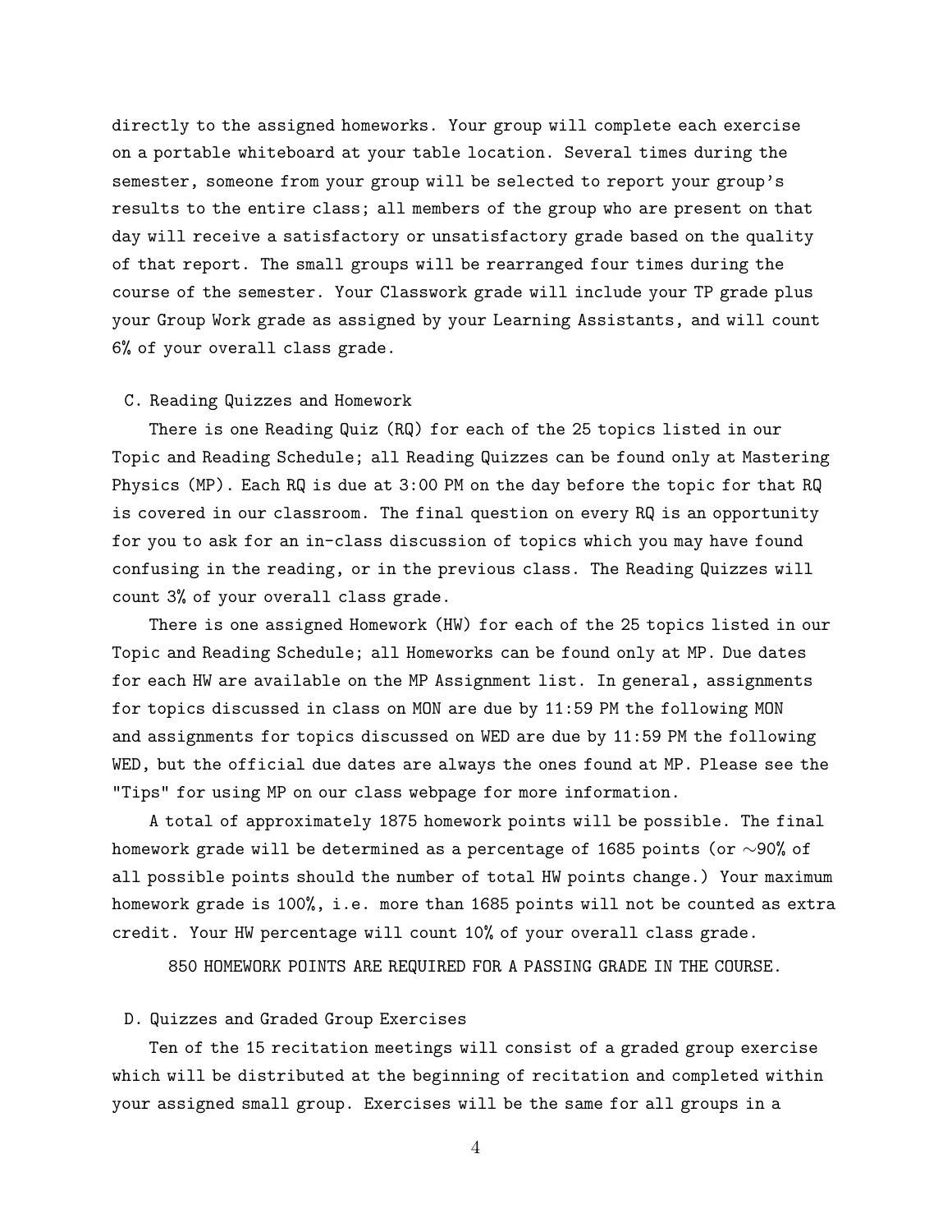directly to the assigned homeworks. Your group will complete each exercise on a portable whiteboard at your table location. Several times during the semester, someone from your group will be selected to report your group's results to the entire class; all members of the group who are present on that day will receive a satisfactory or unsatisfactory grade based on the quality of that report. The small groups will be rearranged four times during the course of the semester. Your Classwork grade will include your TP grade plus your Group Work grade as assigned by your Learning Assistants, and will count 6% of your overall class grade.

### C. Reading Quizzes and Homework

There is one Reading Quiz (RQ) for each of the 25 topics listed in our Topic and Reading Schedule; all Reading Quizzes can be found only at Mastering Physics (MP). Each RQ is due at 3:00 PM on the day before the topic for that RQ is covered in our classroom. The final question on every RQ is an opportunity for you to ask for an in-class discussion of topics which you may have found confusing in the reading, or in the previous class. The Reading Quizzes will count 3% of your overall class grade.

There is one assigned Homework (HW) for each of the 25 topics listed in our Topic and Reading Schedule; all Homeworks can be found only at MP. Due dates for each HW are available on the MP Assignment list. In general, assignments for topics discussed in class on MON are due by 11:59 PM the following MON and assignments for topics discussed on WED are due by 11:59 PM the following WED, but the official due dates are always the ones found at MP. Please see the "Tips" for using MP on our class webpage for more information.

A total of approximately 1875 homework points will be possible. The final homework grade will be determined as a percentage of 1685 points (or ∼90% of all possible points should the number of total HW points change.) Your maximum homework grade is 100%, i.e. more than 1685 points will not be counted as extra credit. Your HW percentage will count 10% of your overall class grade.

850 HOMEWORK POINTS ARE REQUIRED FOR A PASSING GRADE IN THE COURSE.

### D. Quizzes and Graded Group Exercises

Ten of the 15 recitation meetings will consist of a graded group exercise which will be distributed at the beginning of recitation and completed within your assigned small group. Exercises will be the same for all groups in a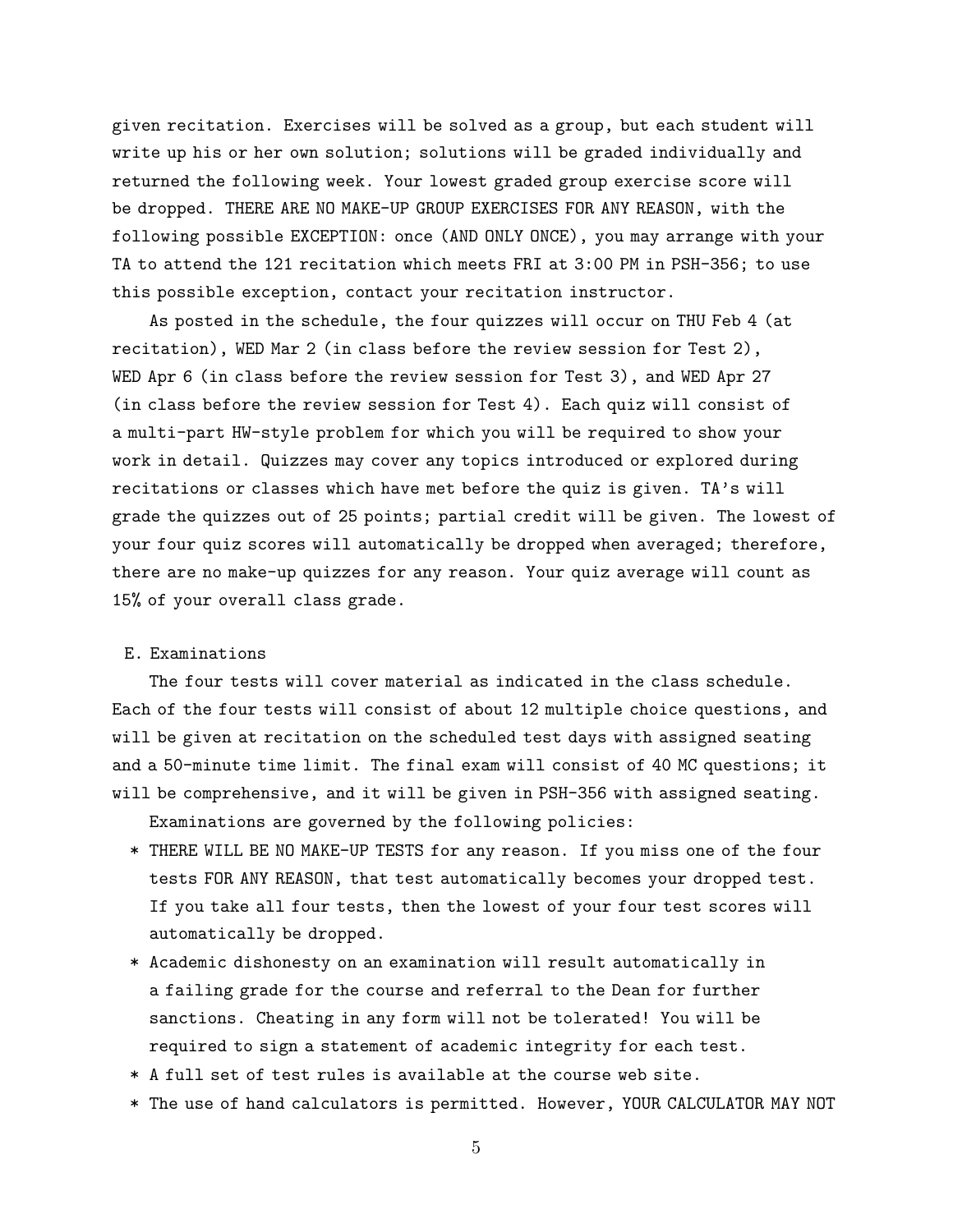given recitation. Exercises will be solved as a group, but each student will write up his or her own solution; solutions will be graded individually and returned the following week. Your lowest graded group exercise score will be dropped. THERE ARE NO MAKE-UP GROUP EXERCISES FOR ANY REASON, with the following possible EXCEPTION: once (AND ONLY ONCE), you may arrange with your TA to attend the 121 recitation which meets FRI at 3:00 PM in PSH-356; to use this possible exception, contact your recitation instructor.

As posted in the schedule, the four quizzes will occur on THU Feb 4 (at recitation), WED Mar 2 (in class before the review session for Test 2), WED Apr 6 (in class before the review session for Test 3), and WED Apr 27 (in class before the review session for Test 4). Each quiz will consist of a multi-part HW-style problem for which you will be required to show your work in detail. Quizzes may cover any topics introduced or explored during recitations or classes which have met before the quiz is given. TA's will grade the quizzes out of 25 points; partial credit will be given. The lowest of your four quiz scores will automatically be dropped when averaged; therefore, there are no make-up quizzes for any reason. Your quiz average will count as 15% of your overall class grade.

E. Examinations

The four tests will cover material as indicated in the class schedule. Each of the four tests will consist of about 12 multiple choice questions, and will be given at recitation on the scheduled test days with assigned seating and a 50-minute time limit. The final exam will consist of 40 MC questions; it will be comprehensive, and it will be given in PSH-356 with assigned seating.

Examinations are governed by the following policies:

* THERE WILL BE NO MAKE-UP TESTS for any reason. If you miss one of the four tests FOR ANY REASON, that test automatically becomes your dropped test. If you take all four tests, then the lowest of your four test scores will automatically be dropped.
* Academic dishonesty on an examination will result automatically in a failing grade for the course and referral to the Dean for further sanctions. Cheating in any form will not be tolerated! You will be required to sign a statement of academic integrity for each test.
* A full set of test rules is available at the course web site.
* The use of hand calculators is permitted. However, YOUR CALCULATOR MAY NOT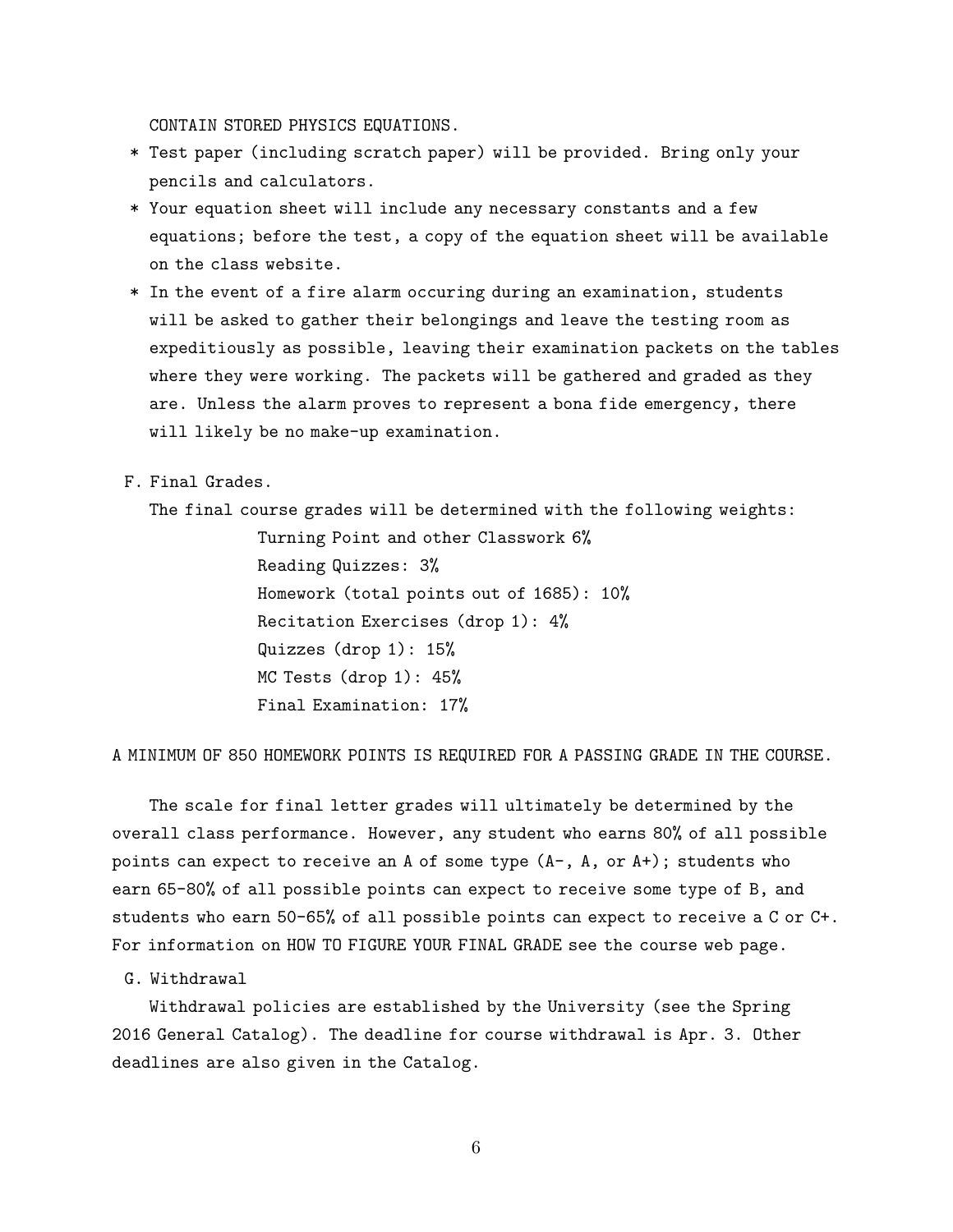CONTAIN STORED PHYSICS EQUATIONS.

* Test paper (including scratch paper) will be provided. Bring only your pencils and calculators.
* Your equation sheet will include any necessary constants and a few equations; before the test, a copy of the equation sheet will be available on the class website.
* In the event of a fire alarm occuring during an examination, students will be asked to gather their belongings and leave the testing room as expeditiously as possible, leaving their examination packets on the tables where they were working. The packets will be gathered and graded as they are. Unless the alarm proves to represent a bona fide emergency, there will likely be no make-up examination.

F. Final Grades.

The final course grades will be determined with the following weights:

Turning Point and other Classwork 6%
Reading Quizzes: 3%
Homework (total points out of 1685): 10%
Recitation Exercises (drop 1): 4%
Quizzes (drop 1): 15%
MC Tests (drop 1): 45%
Final Examination: 17%

A MINIMUM OF 850 HOMEWORK POINTS IS REQUIRED FOR A PASSING GRADE IN THE COURSE.

The scale for final letter grades will ultimately be determined by the overall class performance. However, any student who earns 80% of all possible points can expect to receive an A of some type (A-, A, or A+); students who earn 65-80% of all possible points can expect to receive some type of B, and students who earn 50-65% of all possible points can expect to receive a C or C+. For information on HOW TO FIGURE YOUR FINAL GRADE see the course web page.

G. Withdrawal

Withdrawal policies are established by the University (see the Spring 2016 General Catalog). The deadline for course withdrawal is Apr. 3. Other deadlines are also given in the Catalog.